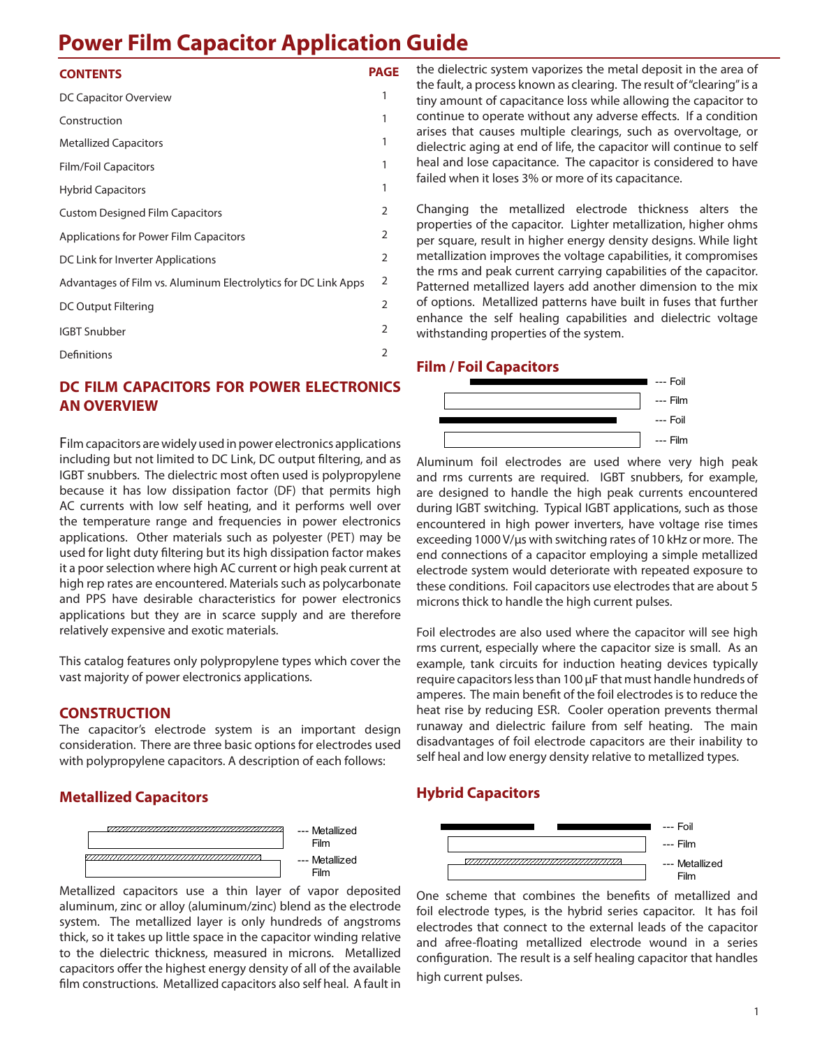# Power Film Capacitor Application Guide

| CONTENTS | PAGE |
|---|---|
| DC Capacitor Overview | 1 |
| Construction | 1 |
| Metallized Capacitors | 1 |
| Film/Foil Capacitors | 1 |
| Hybrid Capacitors | 1 |
| Custom Designed Film Capacitors | 2 |
| Applications for Power Film Capacitors | 2 |
| DC Link for Inverter Applications | 2 |
| Advantages of Film vs. Aluminum Electrolytics for DC Link Apps | 2 |
| DC Output Filtering | 2 |
| IGBT Snubber | 2 |
| Definitions | 2 |

## DC FILM CAPACITORS FOR POWER ELECTRONICS AN OVERVIEW

Film capacitors are widely used in power electronics applications including but not limited to DC Link, DC output filtering, and as IGBT snubbers. The dielectric most often used is polypropylene because it has low dissipation factor (DF) that permits high AC currents with low self heating, and it performs well over the temperature range and frequencies in power electronics applications. Other materials such as polyester (PET) may be used for light duty filtering but its high dissipation factor makes it a poor selection where high AC current or high peak current at high rep rates are encountered. Materials such as polycarbonate and PPS have desirable characteristics for power electronics applications but they are in scarce supply and are therefore relatively expensive and exotic materials.

This catalog features only polypropylene types which cover the vast majority of power electronics applications.

## CONSTRUCTION

The capacitor's electrode system is an important design consideration. There are three basic options for electrodes used with polypropylene capacitors. A description of each follows:

### Metallized Capacitors

--- Metallized Film
--- Metallized Film

Metallized capacitors use a thin layer of vapor deposited aluminum, zinc or alloy (aluminum/zinc) blend as the electrode system. The metallized layer is only hundreds of angstroms thick, so it takes up little space in the capacitor winding relative to the dielectric thickness, measured in microns. Metallized capacitors offer the highest energy density of all of the available film constructions. Metallized capacitors also self heal. A fault in the dielectric system vaporizes the metal deposit in the area of the fault, a process known as clearing. The result of "clearing" is a tiny amount of capacitance loss while allowing the capacitor to continue to operate without any adverse effects. If a condition arises that causes multiple clearings, such as overvoltage, or dielectric aging at end of life, the capacitor will continue to self heal and lose capacitance. The capacitor is considered to have failed when it loses 3% or more of its capacitance.

Changing the metallized electrode thickness alters the properties of the capacitor. Lighter metallization, higher ohms per square, result in higher energy density designs. While light metallization improves the voltage capabilities, it compromises the rms and peak current carrying capabilities of the capacitor. Patterned metallized layers add another dimension to the mix of options. Metallized patterns have built in fuses that further enhance the self healing capabilities and dielectric voltage withstanding properties of the system.

### Film / Foil Capacitors

--- Foil
--- Film
--- Foil
--- Film

Aluminum foil electrodes are used where very high peak and rms currents are required. IGBT snubbers, for example, are designed to handle the high peak currents encountered during IGBT switching. Typical IGBT applications, such as those encountered in high power inverters, have voltage rise times exceeding 1000 V/µs with switching rates of 10 kHz or more. The end connections of a capacitor employing a simple metallized electrode system would deteriorate with repeated exposure to these conditions. Foil capacitors use electrodes that are about 5 microns thick to handle the high current pulses.

Foil electrodes are also used where the capacitor will see high rms current, especially where the capacitor size is small. As an example, tank circuits for induction heating devices typically require capacitors less than 100 µF that must handle hundreds of amperes. The main benefit of the foil electrodes is to reduce the heat rise by reducing ESR. Cooler operation prevents thermal runaway and dielectric failure from self heating. The main disadvantages of foil electrode capacitors are their inability to self heal and low energy density relative to metallized types.

### Hybrid Capacitors

--- Foil
--- Film
--- Metallized Film

One scheme that combines the benefits of metallized and foil electrode types, is the hybrid series capacitor. It has foil electrodes that connect to the external leads of the capacitor and afree-floating metallized electrode wound in a series configuration. The result is a self healing capacitor that handles high current pulses.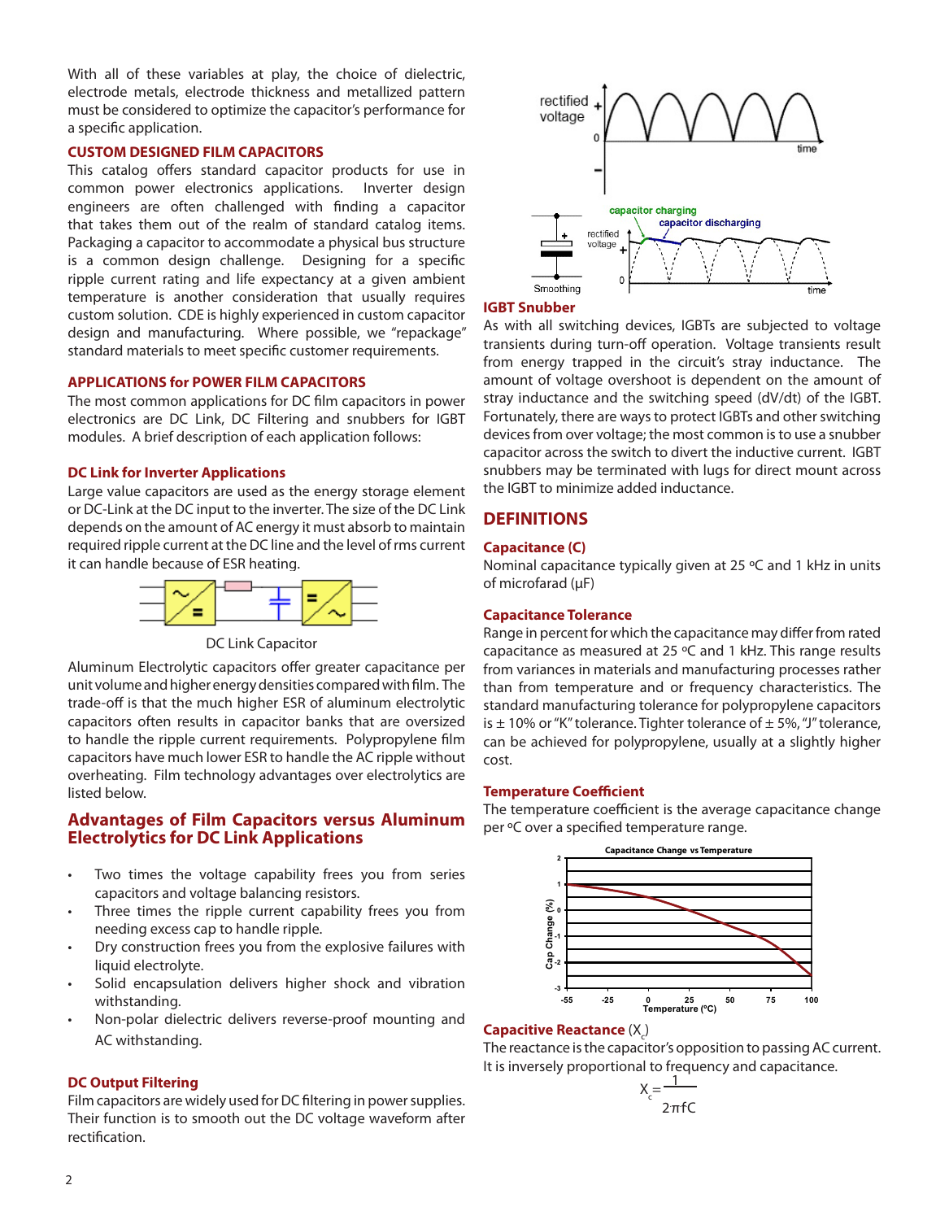With all of these variables at play, the choice of dielectric, electrode metals, electrode thickness and metallized pattern must be considered to optimize the capacitor's performance for a specific application.

### CUSTOM DESIGNED FILM CAPACITORS

This catalog offers standard capacitor products for use in common power electronics applications. Inverter design engineers are often challenged with finding a capacitor that takes them out of the realm of standard catalog items. Packaging a capacitor to accommodate a physical bus structure is a common design challenge. Designing for a specific ripple current rating and life expectancy at a given ambient temperature is another consideration that usually requires custom solution. CDE is highly experienced in custom capacitor design and manufacturing. Where possible, we "repackage" standard materials to meet specific customer requirements.

### APPLICATIONS for POWER FILM CAPACITORS

The most common applications for DC film capacitors in power electronics are DC Link, DC Filtering and snubbers for IGBT modules. A brief description of each application follows:

### DC Link for Inverter Applications

Large value capacitors are used as the energy storage element or DC-Link at the DC input to the inverter. The size of the DC Link depends on the amount of AC energy it must absorb to maintain required ripple current at the DC line and the level of rms current it can handle because of ESR heating.

DC Link Capacitor

Aluminum Electrolytic capacitors offer greater capacitance per unit volume and higher energy densities compared with film. The trade-off is that the much higher ESR of aluminum electrolytic capacitors often results in capacitor banks that are oversized to handle the ripple current requirements. Polypropylene film capacitors have much lower ESR to handle the AC ripple without overheating. Film technology advantages over electrolytics are listed below.

## Advantages of Film Capacitors versus Aluminum Electrolytics for DC Link Applications

- Two times the voltage capability frees you from series capacitors and voltage balancing resistors.
- Three times the ripple current capability frees you from needing excess cap to handle ripple.
- Dry construction frees you from the explosive failures with liquid electrolyte.
- Solid encapsulation delivers higher shock and vibration withstanding.
- Non-polar dielectric delivers reverse-proof mounting and AC withstanding.

### DC Output Filtering

Film capacitors are widely used for DC filtering in power supplies. Their function is to smooth out the DC voltage waveform after rectification.

### IGBT Snubber

As with all switching devices, IGBTs are subjected to voltage transients during turn-off operation. Voltage transients result from energy trapped in the circuit's stray inductance. The amount of voltage overshoot is dependent on the amount of stray inductance and the switching speed (dV/dt) of the IGBT. Fortunately, there are ways to protect IGBTs and other switching devices from over voltage; the most common is to use a snubber capacitor across the switch to divert the inductive current. IGBT snubbers may be terminated with lugs for direct mount across the IGBT to minimize added inductance.

## DEFINITIONS

### Capacitance (C)

Nominal capacitance typically given at 25 ºC and 1 kHz in units of microfarad (µF)

### Capacitance Tolerance

Range in percent for which the capacitance may differ from rated capacitance as measured at 25 ºC and 1 kHz. This range results from variances in materials and manufacturing processes rather than from temperature and or frequency characteristics. The standard manufacturing tolerance for polypropylene capacitors is ± 10% or "K" tolerance. Tighter tolerance of ± 5%, "J" tolerance, can be achieved for polypropylene, usually at a slightly higher cost.

### Temperature Coefficient

The temperature coefficient is the average capacitance change per ºC over a specified temperature range.

### Capacitive Reactance ($X_c$)

The reactance is the capacitor's opposition to passing AC current. It is inversely proportional to frequency and capacitance.

$$X_c = \frac{1}{2\pi fC}$$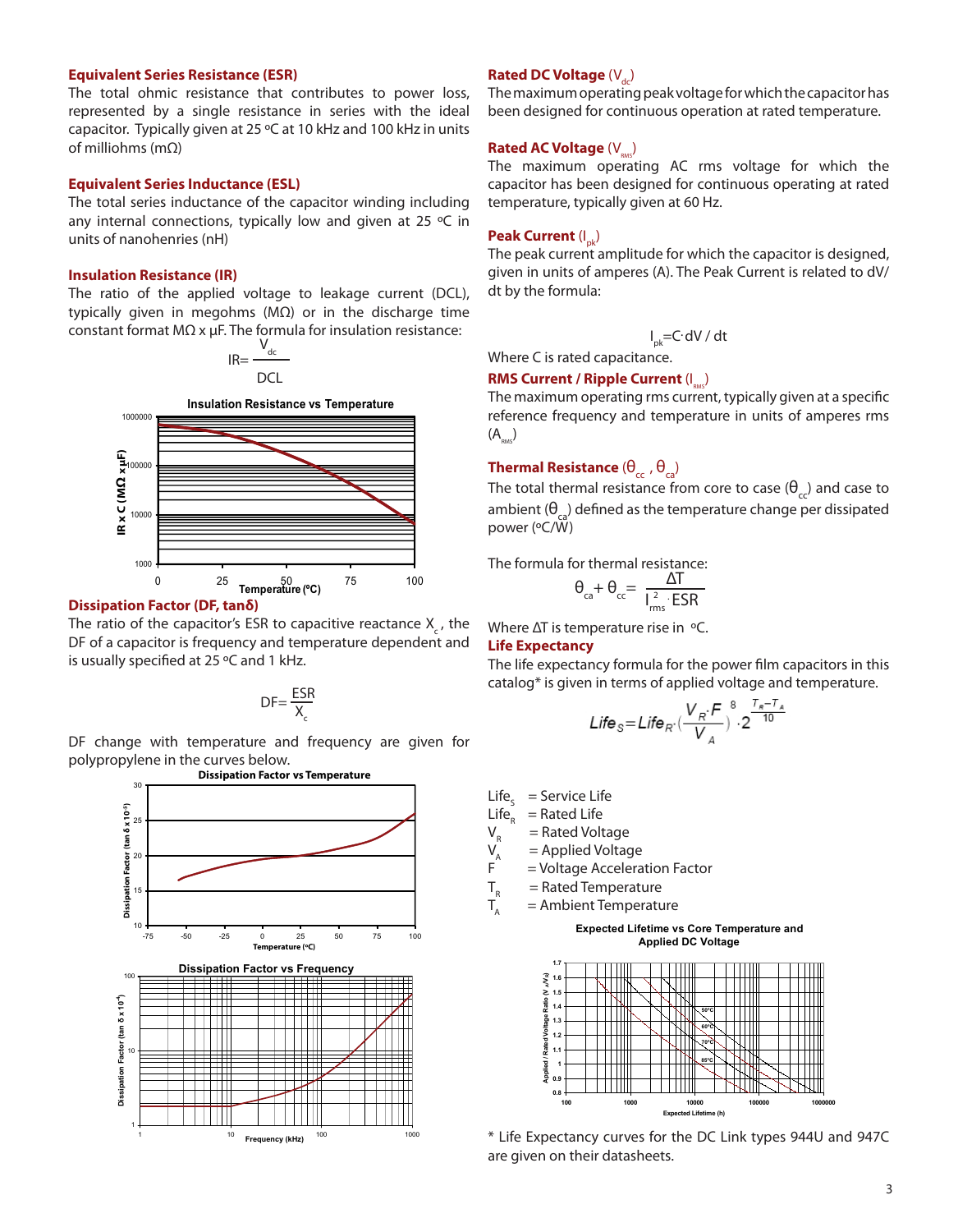### Equivalent Series Resistance (ESR)

The total ohmic resistance that contributes to power loss, represented by a single resistance in series with the ideal capacitor. Typically given at 25 ºC at 10 kHz and 100 kHz in units of milliohms (mΩ)

### Equivalent Series Inductance (ESL)

The total series inductance of the capacitor winding including any internal connections, typically low and given at 25 ºC in units of nanohenries (nH)

### Insulation Resistance (IR)

The ratio of the applied voltage to leakage current (DCL), typically given in megohms (MΩ) or in the discharge time constant format MΩ x µF. The formula for insulation resistance:

$$IR = \frac{V_{dc}}{DCL}$$

Insulation Resistance vs Temperature

IR x C (MΩ x µF)

1000000
100000
10000
1000

0 25 50 75 100

Temperature (ºC)

### Dissipation Factor (DF, tanδ)

The ratio of the capacitor's ESR to capacitive reactance $X_c$, the DF of a capacitor is frequency and temperature dependent and is usually specified at 25 ºC and 1 kHz.

$$DF = \frac{ESR}{X_c}$$

DF change with temperature and frequency are given for polypropylene in the curves below.

Dissipation Factor vs Temperature

Dissipation Factor (tan δ x 10⁻⁵)

30
25
20
15
10

-75 -50 -25 0 25 50 75 100

Temperature (ºC)

Dissipation Factor vs Frequency

Dissipation Factor (tan δ x 10⁻⁴)

100
10
1

1 10 100 1000

Frequency (kHz)

### Rated DC Voltage ($V_{dc}$)

The maximum operating peak voltage for which the capacitor has been designed for continuous operation at rated temperature.

### Rated AC Voltage ($V_{RMS}$)

The maximum operating AC rms voltage for which the capacitor has been designed for continuous operating at rated temperature, typically given at 60 Hz.

### Peak Current ($I_{pk}$)

The peak current amplitude for which the capacitor is designed, given in units of amperes (A). The Peak Current is related to dV/dt by the formula:

$$I_{pk} = C \cdot dV / dt$$

Where C is rated capacitance.

### RMS Current / Ripple Current ($I_{RMS}$)

The maximum operating rms current, typically given at a specific reference frequency and temperature in units of amperes rms ($A_{RMS}$)

### Thermal Resistance ($\theta_{cc}$, $\theta_{ca}$)

The total thermal resistance from core to case ($\theta_{cc}$) and case to ambient ($\theta_{ca}$) defined as the temperature change per dissipated power (ºC/W)

The formula for thermal resistance:

$$\theta_{ca} + \theta_{cc} = \frac{\Delta T}{I_{rms}^2 \cdot ESR}$$

Where ΔT is temperature rise in ºC.

### Life Expectancy

The life expectancy formula for the power film capacitors in this catalog* is given in terms of applied voltage and temperature.

$$Life_S = Life_R \cdot \left(\frac{V_R \cdot F}{V_A}\right)^8 \cdot 2^{\frac{T_R - T_A}{10}}$$

$Life_S$ = Service Life
$Life_R$ = Rated Life
$V_R$ = Rated Voltage
$V_A$ = Applied Voltage
F = Voltage Acceleration Factor
$T_R$ = Rated Temperature
$T_A$ = Ambient Temperature

Expected Lifetime vs Core Temperature and Applied DC Voltage

Applied / Rated Voltage Ratio (V_A/V_R)

1.7
1.6
1.5
1.4
1.3
1.2
1.1
1
0.9
0.8

50ºC
60ºC
70ºC
85ºC

100 1000 10000 100000 1000000

Expected Lifetime (h)

\* Life Expectancy curves for the DC Link types 944U and 947C are given on their datasheets.